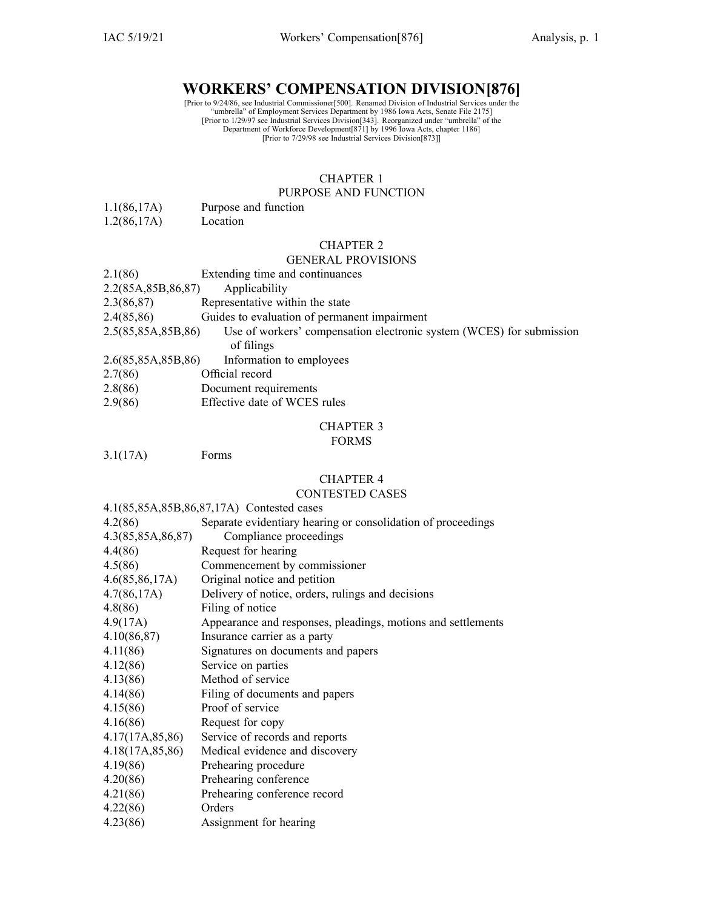# WORKERS' COMPENSATION DIVISION[876]

[Prior to 9/24/86, see Industrial Commissioner[500]. Renamed Division of Industrial Services under the "umbrella" of Employment Services Department by 1986 Iowa Acts, Senate File 2175]
[Prior to 1/29/97 see Industrial Services Division[343]. Reorganized under "umbrella" of the Department of Workforce Development[871] by 1996 Iowa Acts, chapter 1186]
[Prior to 7/29/98 see Industrial Services Division[873]]

## CHAPTER 1
## PURPOSE AND FUNCTION

1.1(86,17A) Purpose and function
1.2(86,17A) Location

## CHAPTER 2
## GENERAL PROVISIONS

2.1(86) Extending time and continuances
2.2(85A,85B,86,87) Applicability
2.3(86,87) Representative within the state
2.4(85,86) Guides to evaluation of permanent impairment
2.5(85,85A,85B,86) Use of workers' compensation electronic system (WCES) for submission of filings
2.6(85,85A,85B,86) Information to employees
2.7(86) Official record
2.8(86) Document requirements
2.9(86) Effective date of WCES rules

## CHAPTER 3
## FORMS

3.1(17A) Forms

## CHAPTER 4
## CONTESTED CASES

4.1(85,85A,85B,86,87,17A) Contested cases
4.2(86) Separate evidentiary hearing or consolidation of proceedings
4.3(85,85A,86,87) Compliance proceedings
4.4(86) Request for hearing
4.5(86) Commencement by commissioner
4.6(85,86,17A) Original notice and petition
4.7(86,17A) Delivery of notice, orders, rulings and decisions
4.8(86) Filing of notice
4.9(17A) Appearance and responses, pleadings, motions and settlements
4.10(86,87) Insurance carrier as a party
4.11(86) Signatures on documents and papers
4.12(86) Service on parties
4.13(86) Method of service
4.14(86) Filing of documents and papers
4.15(86) Proof of service
4.16(86) Request for copy
4.17(17A,85,86) Service of records and reports
4.18(17A,85,86) Medical evidence and discovery
4.19(86) Prehearing procedure
4.20(86) Prehearing conference
4.21(86) Prehearing conference record
4.22(86) Orders
4.23(86) Assignment for hearing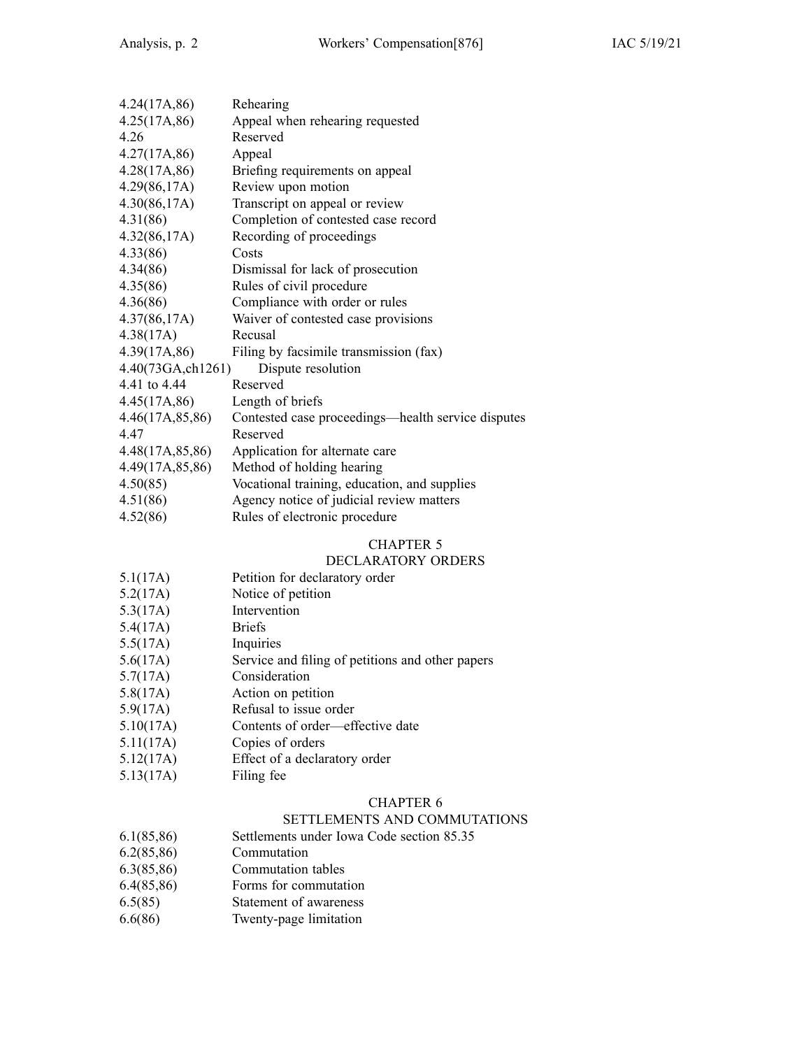| | |
|---|---|
| 4.24(17A,86) | Rehearing |
| 4.25(17A,86) | Appeal when rehearing requested |
| 4.26 | Reserved |
| 4.27(17A,86) | Appeal |
| 4.28(17A,86) | Briefing requirements on appeal |
| 4.29(86,17A) | Review upon motion |
| 4.30(86,17A) | Transcript on appeal or review |
| 4.31(86) | Completion of contested case record |
| 4.32(86,17A) | Recording of proceedings |
| 4.33(86) | Costs |
| 4.34(86) | Dismissal for lack of prosecution |
| 4.35(86) | Rules of civil procedure |
| 4.36(86) | Compliance with order or rules |
| 4.37(86,17A) | Waiver of contested case provisions |
| 4.38(17A) | Recusal |
| 4.39(17A,86) | Filing by facsimile transmission (fax) |
| 4.40(73GA,ch1261) | Dispute resolution |
| 4.41 to 4.44 | Reserved |
| 4.45(17A,86) | Length of briefs |
| 4.46(17A,85,86) | Contested case proceedings—health service disputes |
| 4.47 | Reserved |
| 4.48(17A,85,86) | Application for alternate care |
| 4.49(17A,85,86) | Method of holding hearing |
| 4.50(85) | Vocational training, education, and supplies |
| 4.51(86) | Agency notice of judicial review matters |
| 4.52(86) | Rules of electronic procedure |

## CHAPTER 5
## DECLARATORY ORDERS

| | |
|---|---|
| 5.1(17A) | Petition for declaratory order |
| 5.2(17A) | Notice of petition |
| 5.3(17A) | Intervention |
| 5.4(17A) | Briefs |
| 5.5(17A) | Inquiries |
| 5.6(17A) | Service and filing of petitions and other papers |
| 5.7(17A) | Consideration |
| 5.8(17A) | Action on petition |
| 5.9(17A) | Refusal to issue order |
| 5.10(17A) | Contents of order—effective date |
| 5.11(17A) | Copies of orders |
| 5.12(17A) | Effect of a declaratory order |
| 5.13(17A) | Filing fee |

## CHAPTER 6
## SETTLEMENTS AND COMMUTATIONS

| | |
|---|---|
| 6.1(85,86) | Settlements under Iowa Code section 85.35 |
| 6.2(85,86) | Commutation |
| 6.3(85,86) | Commutation tables |
| 6.4(85,86) | Forms for commutation |
| 6.5(85) | Statement of awareness |
| 6.6(86) | Twenty-page limitation |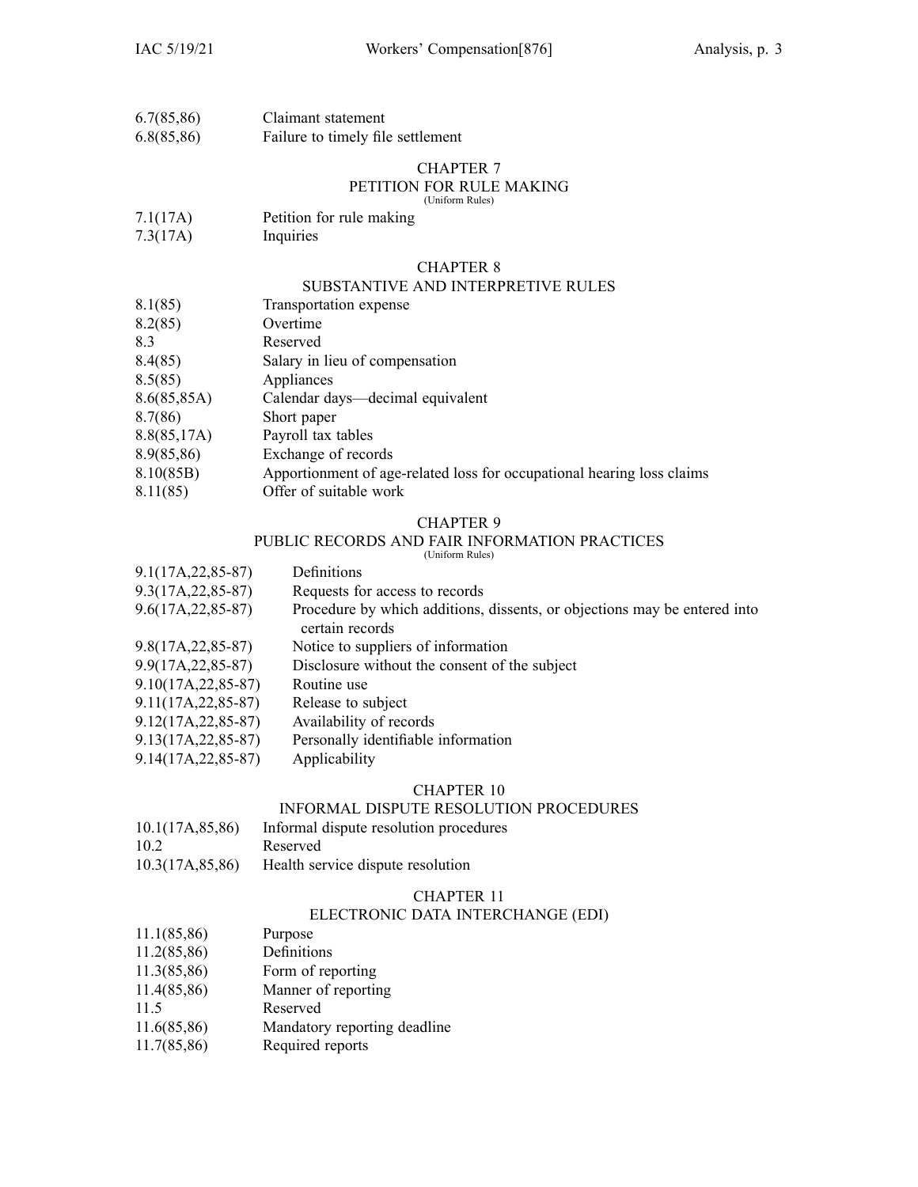6.7(85,86) Claimant statement
6.8(85,86) Failure to timely file settlement

## CHAPTER 7
## PETITION FOR RULE MAKING
(Uniform Rules)

7.1(17A) Petition for rule making
7.3(17A) Inquiries

## CHAPTER 8
## SUBSTANTIVE AND INTERPRETIVE RULES

8.1(85) Transportation expense
8.2(85) Overtime
8.3 Reserved
8.4(85) Salary in lieu of compensation
8.5(85) Appliances
8.6(85,85A) Calendar days—decimal equivalent
8.7(86) Short paper
8.8(85,17A) Payroll tax tables
8.9(85,86) Exchange of records
8.10(85B) Apportionment of age-related loss for occupational hearing loss claims
8.11(85) Offer of suitable work

## CHAPTER 9
## PUBLIC RECORDS AND FAIR INFORMATION PRACTICES
(Uniform Rules)

9.1(17A,22,85-87) Definitions
9.3(17A,22,85-87) Requests for access to records
9.6(17A,22,85-87) Procedure by which additions, dissents, or objections may be entered into certain records
9.8(17A,22,85-87) Notice to suppliers of information
9.9(17A,22,85-87) Disclosure without the consent of the subject
9.10(17A,22,85-87) Routine use
9.11(17A,22,85-87) Release to subject
9.12(17A,22,85-87) Availability of records
9.13(17A,22,85-87) Personally identifiable information
9.14(17A,22,85-87) Applicability

## CHAPTER 10
## INFORMAL DISPUTE RESOLUTION PROCEDURES

10.1(17A,85,86) Informal dispute resolution procedures
10.2 Reserved
10.3(17A,85,86) Health service dispute resolution

## CHAPTER 11
## ELECTRONIC DATA INTERCHANGE (EDI)

11.1(85,86) Purpose
11.2(85,86) Definitions
11.3(85,86) Form of reporting
11.4(85,86) Manner of reporting
11.5 Reserved
11.6(85,86) Mandatory reporting deadline
11.7(85,86) Required reports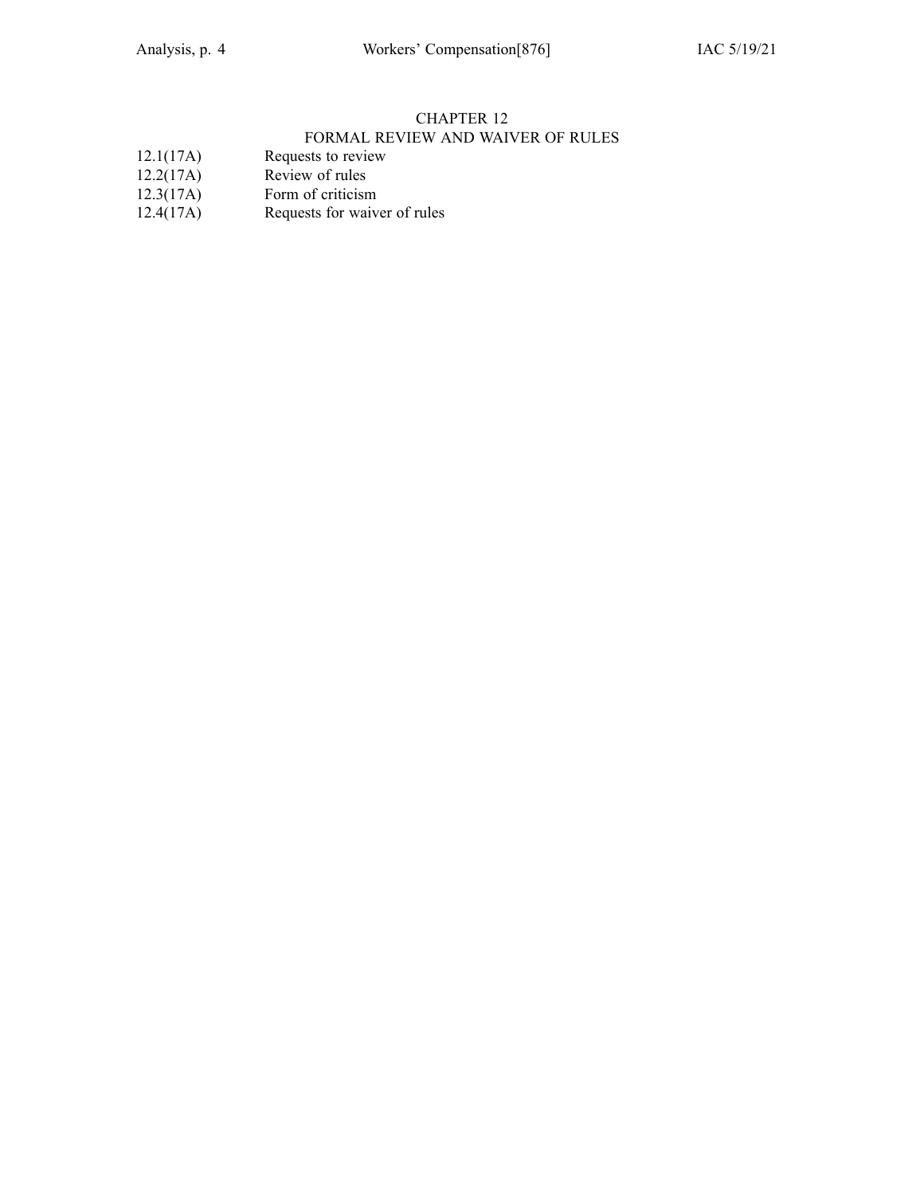## CHAPTER 12
## FORMAL REVIEW AND WAIVER OF RULES

12.1(17A) Requests to review
12.2(17A) Review of rules
12.3(17A) Form of criticism
12.4(17A) Requests for waiver of rules